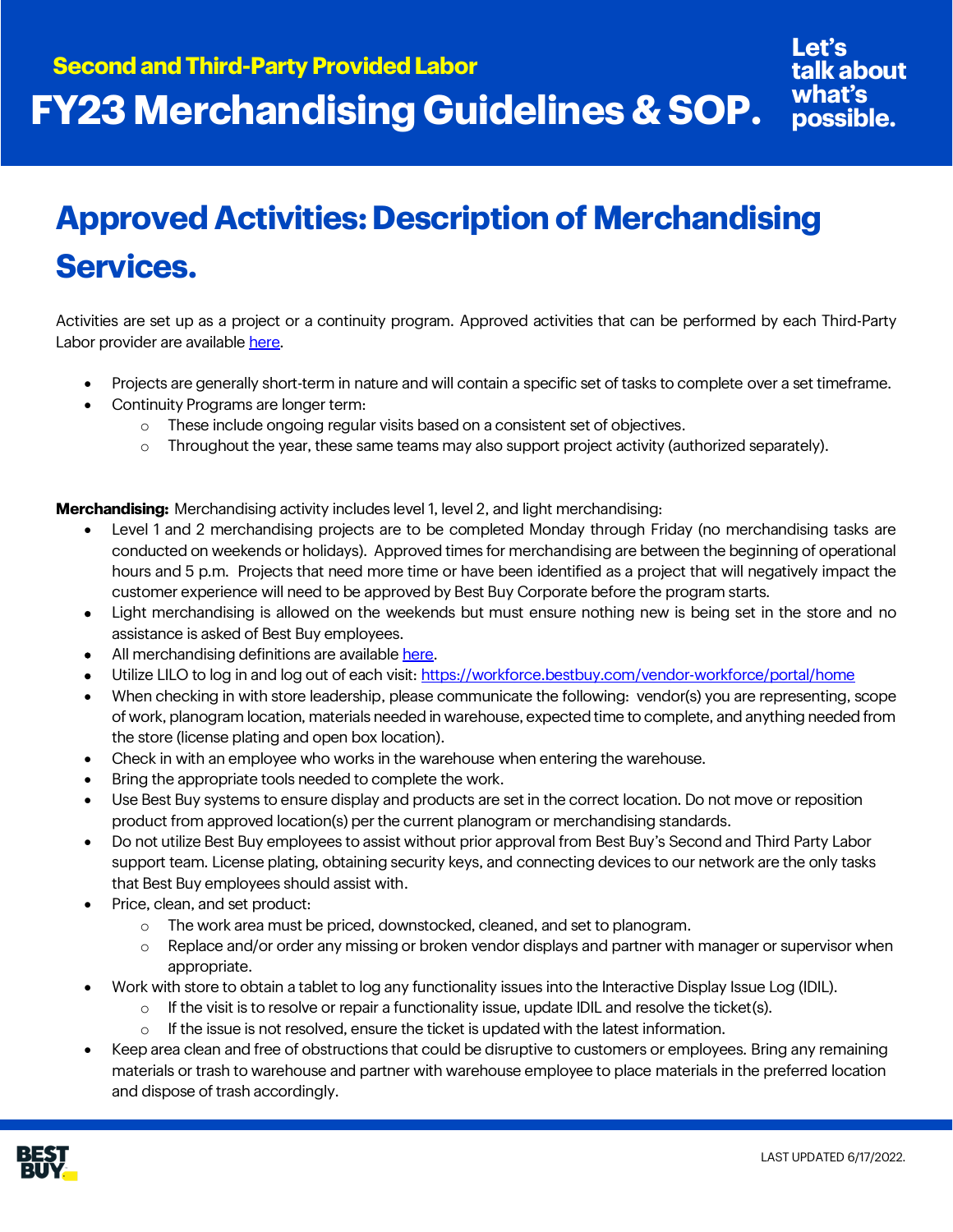Second and Third-Party Provided Labor

# FY23 Merchandising Guidelines & SOP.

Let's talk about what's possible.

## Approved Activities: Description of Merchandising Services.

Activities are set up as a project or a continuity program. Approved activities that can be performed by each Third-Party Labor provider are available [here](here).

- Projects are generally short-term in nature and will contain a specific set of tasks to complete over a set timeframe.
- Continuity Programs are longer term:
  - These include ongoing regular visits based on a consistent set of objectives.
  - Throughout the year, these same teams may also support project activity (authorized separately).

**Merchandising:** Merchandising activity includes level 1, level 2, and light merchandising:

- Level 1 and 2 merchandising projects are to be completed Monday through Friday (no merchandising tasks are conducted on weekends or holidays). Approved times for merchandising are between the beginning of operational hours and 5 p.m. Projects that need more time or have been identified as a project that will negatively impact the customer experience will need to be approved by Best Buy Corporate before the program starts.
- Light merchandising is allowed on the weekends but must ensure nothing new is being set in the store and no assistance is asked of Best Buy employees.
- All merchandising definitions are available [here](here).
- Utilize LILO to log in and log out of each visit: https://workforce.bestbuy.com/vendor-workforce/portal/home
- When checking in with store leadership, please communicate the following: vendor(s) you are representing, scope of work, planogram location, materials needed in warehouse, expected time to complete, and anything needed from the store (license plating and open box location).
- Check in with an employee who works in the warehouse when entering the warehouse.
- Bring the appropriate tools needed to complete the work.
- Use Best Buy systems to ensure display and products are set in the correct location. Do not move or reposition product from approved location(s) per the current planogram or merchandising standards.
- Do not utilize Best Buy employees to assist without prior approval from Best Buy's Second and Third Party Labor support team. License plating, obtaining security keys, and connecting devices to our network are the only tasks that Best Buy employees should assist with.
- Price, clean, and set product:
  - The work area must be priced, downstocked, cleaned, and set to planogram.
  - Replace and/or order any missing or broken vendor displays and partner with manager or supervisor when appropriate.
- Work with store to obtain a tablet to log any functionality issues into the Interactive Display Issue Log (IDIL).
  - If the visit is to resolve or repair a functionality issue, update IDIL and resolve the ticket(s).
  - If the issue is not resolved, ensure the ticket is updated with the latest information.
- Keep area clean and free of obstructions that could be disruptive to customers or employees. Bring any remaining materials or trash to warehouse and partner with warehouse employee to place materials in the preferred location and dispose of trash accordingly.

LAST UPDATED 6/17/2022.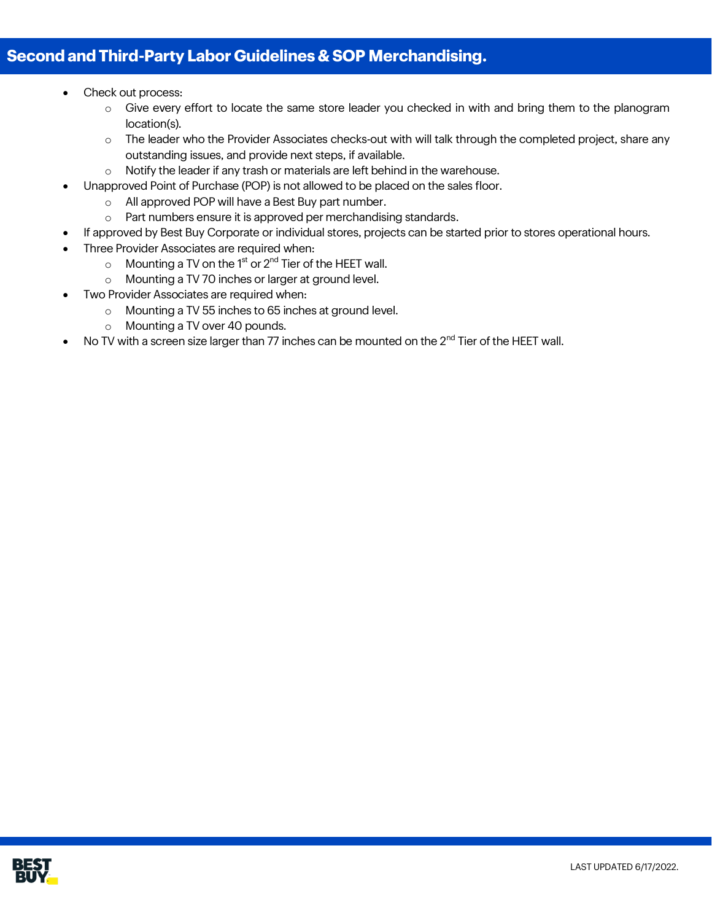# Second and Third-Party Labor Guidelines & SOP Merchandising.

- Check out process:
  - Give every effort to locate the same store leader you checked in with and bring them to the planogram location(s).
  - The leader who the Provider Associates checks-out with will talk through the completed project, share any outstanding issues, and provide next steps, if available.
  - Notify the leader if any trash or materials are left behind in the warehouse.
- Unapproved Point of Purchase (POP) is not allowed to be placed on the sales floor.
  - All approved POP will have a Best Buy part number.
  - Part numbers ensure it is approved per merchandising standards.
- If approved by Best Buy Corporate or individual stores, projects can be started prior to stores operational hours.
- Three Provider Associates are required when:
  - Mounting a TV on the 1st or 2nd Tier of the HEET wall.
  - Mounting a TV 70 inches or larger at ground level.
- Two Provider Associates are required when:
  - Mounting a TV 55 inches to 65 inches at ground level.
  - Mounting a TV over 40 pounds.
- No TV with a screen size larger than 77 inches can be mounted on the 2nd Tier of the HEET wall.